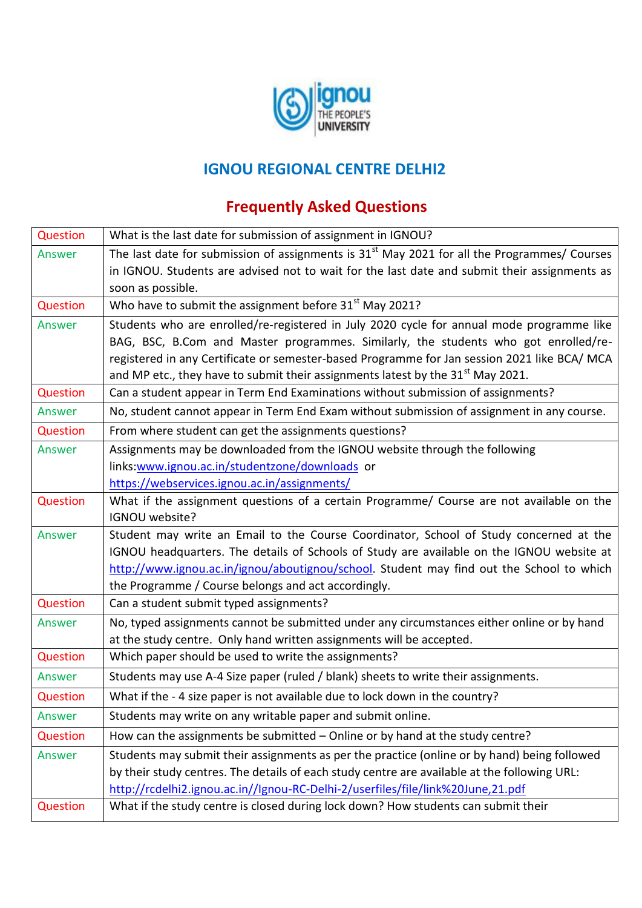## IGNOU REGIONAL CENTRE DELHI2

## Frequently Asked Questions

| | |
|---|---|
| Question | What is the last date for submission of assignment in IGNOU? |
| Answer | The last date for submission of assignments is 31st May 2021 for all the Programmes/ Courses in IGNOU. Students are advised not to wait for the last date and submit their assignments as soon as possible. |
| Question | Who have to submit the assignment before 31st May 2021? |
| Answer | Students who are enrolled/re-registered in July 2020 cycle for annual mode programme like BAG, BSC, B.Com and Master programmes. Similarly, the students who got enrolled/re-registered in any Certificate or semester-based Programme for Jan session 2021 like BCA/ MCA and MP etc., they have to submit their assignments latest by the 31st May 2021. |
| Question | Can a student appear in Term End Examinations without submission of assignments? |
| Answer | No, student cannot appear in Term End Exam without submission of assignment in any course. |
| Question | From where student can get the assignments questions? |
| Answer | Assignments may be downloaded from the IGNOU website through the following links:www.ignou.ac.in/studentzone/downloads or https://webservices.ignou.ac.in/assignments/ |
| Question | What if the assignment questions of a certain Programme/ Course are not available on the IGNOU website? |
| Answer | Student may write an Email to the Course Coordinator, School of Study concerned at the IGNOU headquarters. The details of Schools of Study are available on the IGNOU website at http://www.ignou.ac.in/ignou/aboutignou/school. Student may find out the School to which the Programme / Course belongs and act accordingly. |
| Question | Can a student submit typed assignments? |
| Answer | No, typed assignments cannot be submitted under any circumstances either online or by hand at the study centre. Only hand written assignments will be accepted. |
| Question | Which paper should be used to write the assignments? |
| Answer | Students may use A-4 Size paper (ruled / blank) sheets to write their assignments. |
| Question | What if the - 4 size paper is not available due to lock down in the country? |
| Answer | Students may write on any writable paper and submit online. |
| Question | How can the assignments be submitted – Online or by hand at the study centre? |
| Answer | Students may submit their assignments as per the practice (online or by hand) being followed by their study centres. The details of each study centre are available at the following URL: http://rcdelhi2.ignou.ac.in//Ignou-RC-Delhi-2/userfiles/file/link%20June,21.pdf |
| Question | What if the study centre is closed during lock down? How students can submit their |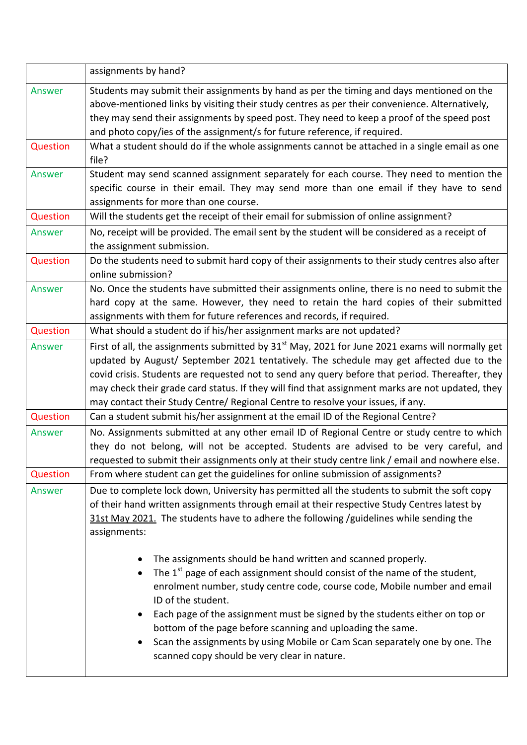|  |  |
|---|---|
|  | assignments by hand? |
| Answer | Students may submit their assignments by hand as per the timing and days mentioned on the above-mentioned links by visiting their study centres as per their convenience. Alternatively, they may send their assignments by speed post. They need to keep a proof of the speed post and photo copy/ies of the assignment/s for future reference, if required. |
| Question | What a student should do if the whole assignments cannot be attached in a single email as one file? |
| Answer | Student may send scanned assignment separately for each course. They need to mention the specific course in their email. They may send more than one email if they have to send assignments for more than one course. |
| Question | Will the students get the receipt of their email for submission of online assignment? |
| Answer | No, receipt will be provided. The email sent by the student will be considered as a receipt of the assignment submission. |
| Question | Do the students need to submit hard copy of their assignments to their study centres also after online submission? |
| Answer | No. Once the students have submitted their assignments online, there is no need to submit the hard copy at the same. However, they need to retain the hard copies of their submitted assignments with them for future references and records, if required. |
| Question | What should a student do if his/her assignment marks are not updated? |
| Answer | First of all, the assignments submitted by 31st May, 2021 for June 2021 exams will normally get updated by August/ September 2021 tentatively. The schedule may get affected due to the covid crisis. Students are requested not to send any query before that period. Thereafter, they may check their grade card status. If they will find that assignment marks are not updated, they may contact their Study Centre/ Regional Centre to resolve your issues, if any. |
| Question | Can a student submit his/her assignment at the email ID of the Regional Centre? |
| Answer | No. Assignments submitted at any other email ID of Regional Centre or study centre to which they do not belong, will not be accepted. Students are advised to be very careful, and requested to submit their assignments only at their study centre link / email and nowhere else. |
| Question | From where student can get the guidelines for online submission of assignments? |
| Answer | Due to complete lock down, University has permitted all the students to submit the soft copy of their hand written assignments through email at their respective Study Centres latest by 31st May 2021. The students have to adhere the following /guidelines while sending the assignments:<br><br>• The assignments should be hand written and scanned properly.<br>• The 1st page of each assignment should consist of the name of the student, enrolment number, study centre code, course code, Mobile number and email ID of the student.<br>• Each page of the assignment must be signed by the students either on top or bottom of the page before scanning and uploading the same.<br>• Scan the assignments by using Mobile or Cam Scan separately one by one. The scanned copy should be very clear in nature. |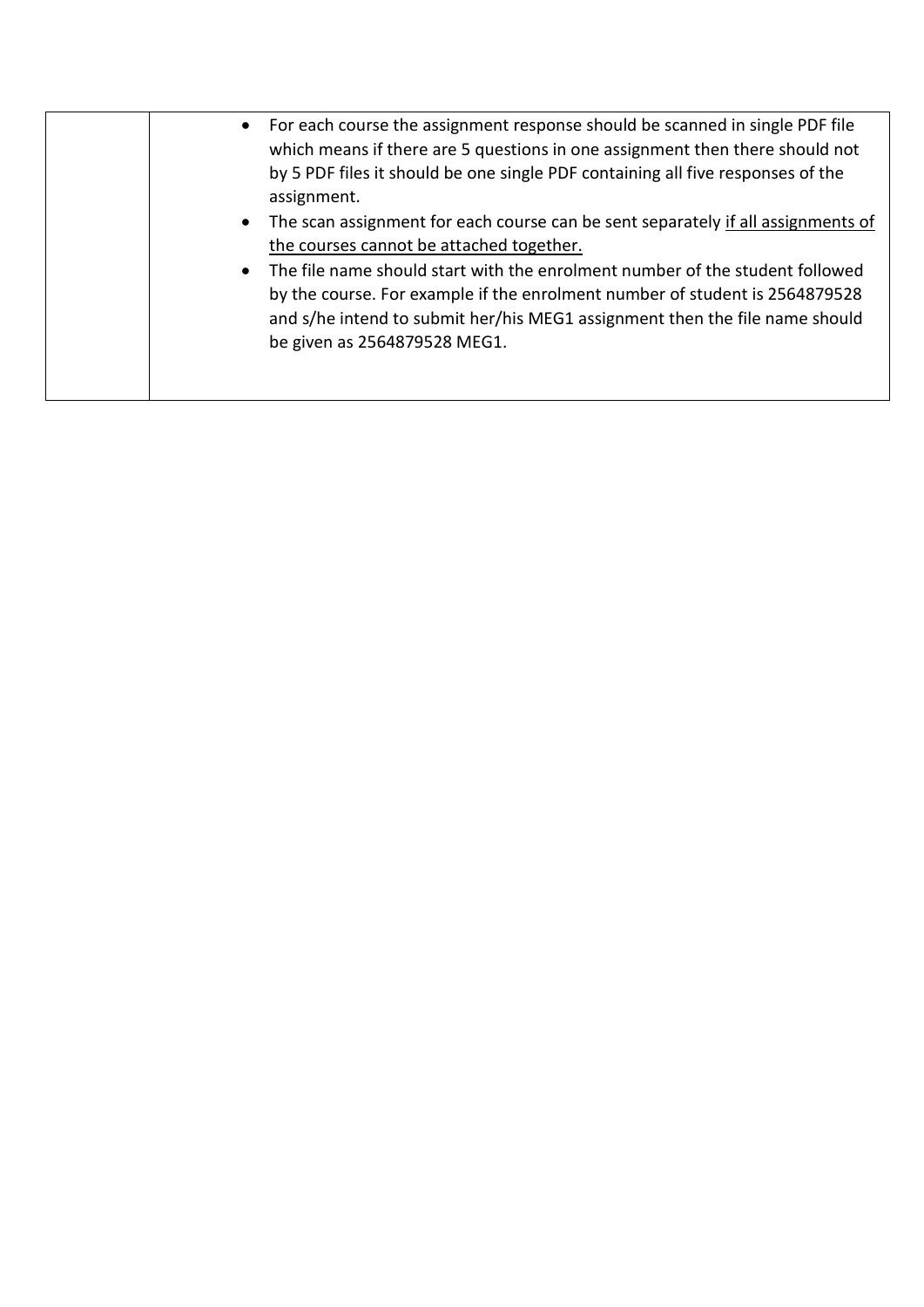| | |
|---|---|
| | • For each course the assignment response should be scanned in single PDF file which means if there are 5 questions in one assignment then there should not by 5 PDF files it should be one single PDF containing all five responses of the assignment.<br>• The scan assignment for each course can be sent separately <u>if all assignments of the courses cannot be attached together.</u><br>• The file name should start with the enrolment number of the student followed by the course. For example if the enrolment number of student is 2564879528 and s/he intend to submit her/his MEG1 assignment then the file name should be given as 2564879528 MEG1. |